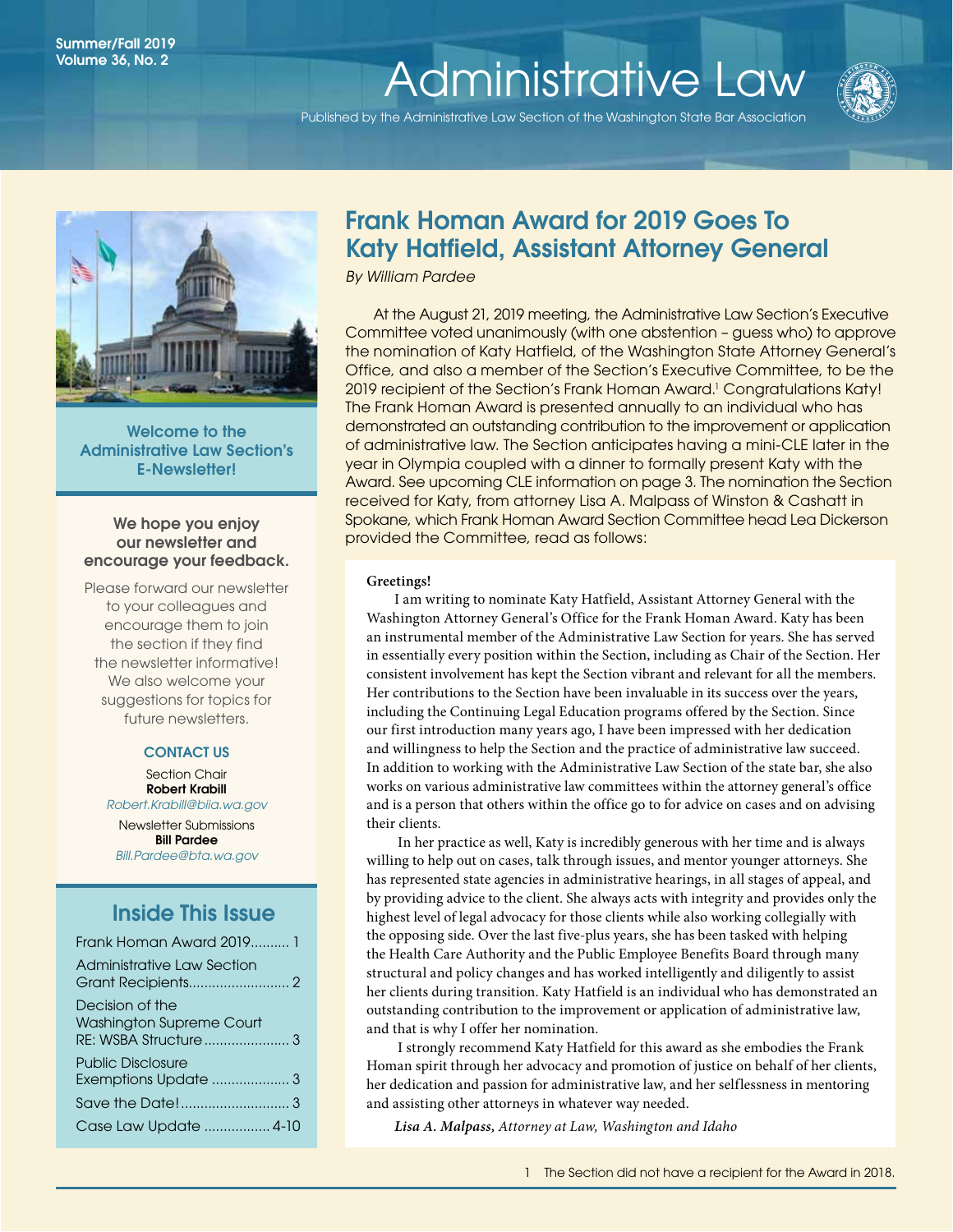Summer/Fall 2019
Volume 36, No. 2

# Administrative Law

Published by the Administrative Law Section of the Washington State Bar Association

## Frank Homan Award for 2019 Goes To Katy Hatfield, Assistant Attorney General

*By William Pardee*

At the August 21, 2019 meeting, the Administrative Law Section's Executive Committee voted unanimously (with one abstention – guess who) to approve the nomination of Katy Hatfield, of the Washington State Attorney General's Office, and also a member of the Section's Executive Committee, to be the 2019 recipient of the Section's Frank Homan Award.[1] Congratulations Katy! The Frank Homan Award is presented annually to an individual who has demonstrated an outstanding contribution to the improvement or application of administrative law. The Section anticipates having a mini-CLE later in the year in Olympia coupled with a dinner to formally present Katy with the Award. See upcoming CLE information on page 3. The nomination the Section received for Katy, from attorney Lisa A. Malpass of Winston & Cashatt in Spokane, which Frank Homan Award Section Committee head Lea Dickerson provided the Committee, read as follows:

**Greetings!**

I am writing to nominate Katy Hatfield, Assistant Attorney General with the Washington Attorney General's Office for the Frank Homan Award. Katy has been an instrumental member of the Administrative Law Section for years. She has served in essentially every position within the Section, including as Chair of the Section. Her consistent involvement has kept the Section vibrant and relevant for all the members. Her contributions to the Section have been invaluable in its success over the years, including the Continuing Legal Education programs offered by the Section. Since our first introduction many years ago, I have been impressed with her dedication and willingness to help the Section and the practice of administrative law succeed. In addition to working with the Administrative Law Section of the state bar, she also works on various administrative law committees within the attorney general's office and is a person that others within the office go to for advice on cases and on advising their clients.

In her practice as well, Katy is incredibly generous with her time and is always willing to help out on cases, talk through issues, and mentor younger attorneys. She has represented state agencies in administrative hearings, in all stages of appeal, and by providing advice to the client. She always acts with integrity and provides only the highest level of legal advocacy for those clients while also working collegially with the opposing side. Over the last five-plus years, she has been tasked with helping the Health Care Authority and the Public Employee Benefits Board through many structural and policy changes and has worked intelligently and diligently to assist her clients during transition. Katy Hatfield is an individual who has demonstrated an outstanding contribution to the improvement or application of administrative law, and that is why I offer her nomination.

I strongly recommend Katy Hatfield for this award as she embodies the Frank Homan spirit through her advocacy and promotion of justice on behalf of her clients, her dedication and passion for administrative law, and her selflessness in mentoring and assisting other attorneys in whatever way needed.

***Lisa A. Malpass,*** *Attorney at Law, Washington and Idaho*

[1] The Section did not have a recipient for the Award in 2018.

---

**Welcome to the Administrative Law Section's E-Newsletter!**

**We hope you enjoy our newsletter and encourage your feedback.**

Please forward our newsletter to your colleagues and encourage them to join the section if they find the newsletter informative! We also welcome your suggestions for topics for future newsletters.

**CONTACT US**

Section Chair
**Robert Krabill**
*Robert.Krabill@biia.wa.gov*

Newsletter Submissions
**Bill Pardee**
*Bill.Pardee@bta.wa.gov*

## Inside This Issue

- Frank Homan Award 2019.......... 1
- Administrative Law Section Grant Recipients.......................... 2
- Decision of the Washington Supreme Court RE: WSBA Structure...................... 3
- Public Disclosure Exemptions Update .................... 3
- Save the Date!............................ 3
- Case Law Update ................ 4-10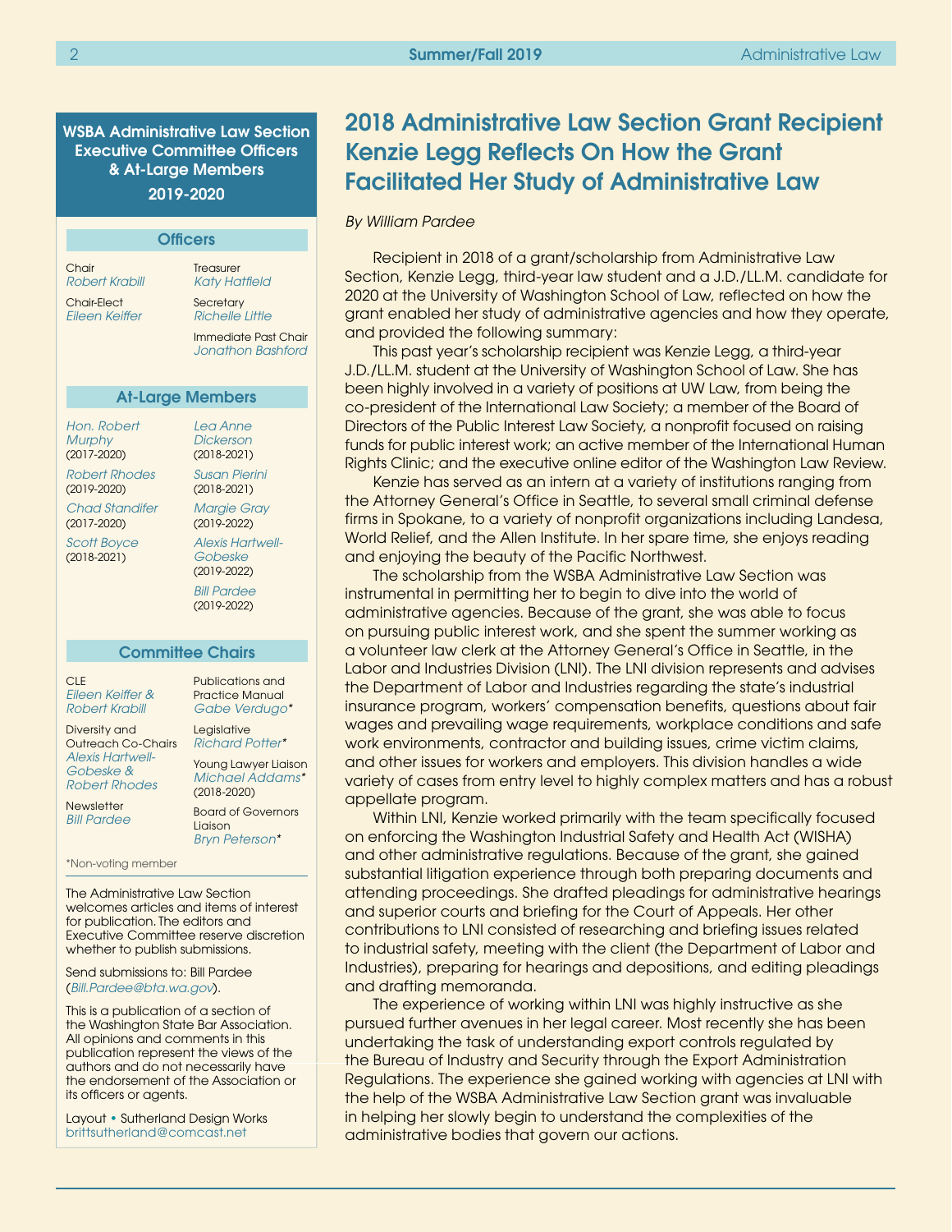## WSBA Administrative Law Section Executive Committee Officers & At-Large Members 2019-2020

### Officers

Chair
*Robert Krabill*

Chair-Elect
*Eileen Keiffer*

Treasurer
*Katy Hatfield*

Secretary
*Richelle Little*

Immediate Past Chair
*Jonathon Bashford*

### At-Large Members

*Hon. Robert Murphy* (2017-2020)

*Robert Rhodes* (2019-2020)

*Chad Standifer* (2017-2020)

*Scott Boyce* (2018-2021)

*Lea Anne Dickerson* (2018-2021)

*Susan Pierini* (2018-2021)

*Margie Gray* (2019-2022)

*Alexis Hartwell-Gobeske* (2019-2022)

*Bill Pardee* (2019-2022)

### Committee Chairs

CLE
*Eileen Keiffer & Robert Krabill*

Diversity and Outreach Co-Chairs
*Alexis Hartwell-Gobeske & Robert Rhodes*

Newsletter
*Bill Pardee*

Publications and Practice Manual
*Gabe Verdugo**

Legislative
*Richard Potter**

Young Lawyer Liaison
*Michael Addams** (2018-2020)

Board of Governors Liaison
*Bryn Peterson**

*Non-voting member

The Administrative Law Section welcomes articles and items of interest for publication. The editors and Executive Committee reserve discretion whether to publish submissions.

Send submissions to: Bill Pardee (*Bill.Pardee@bta.wa.gov*).

This is a publication of a section of the Washington State Bar Association. All opinions and comments in this publication represent the views of the authors and do not necessarily have the endorsement of the Association or its officers or agents.

Layout • Sutherland Design Works
brittsutherland@comcast.net

# 2018 Administrative Law Section Grant Recipient Kenzie Legg Reflects On How the Grant Facilitated Her Study of Administrative Law

*By William Pardee*

Recipient in 2018 of a grant/scholarship from Administrative Law Section, Kenzie Legg, third-year law student and a J.D./LL.M. candidate for 2020 at the University of Washington School of Law, reflected on how the grant enabled her study of administrative agencies and how they operate, and provided the following summary:

This past year's scholarship recipient was Kenzie Legg, a third-year J.D./LL.M. student at the University of Washington School of Law. She has been highly involved in a variety of positions at UW Law, from being the co-president of the International Law Society; a member of the Board of Directors of the Public Interest Law Society, a nonprofit focused on raising funds for public interest work; an active member of the International Human Rights Clinic; and the executive online editor of the Washington Law Review.

Kenzie has served as an intern at a variety of institutions ranging from the Attorney General's Office in Seattle, to several small criminal defense firms in Spokane, to a variety of nonprofit organizations including Landesa, World Relief, and the Allen Institute. In her spare time, she enjoys reading and enjoying the beauty of the Pacific Northwest.

The scholarship from the WSBA Administrative Law Section was instrumental in permitting her to begin to dive into the world of administrative agencies. Because of the grant, she was able to focus on pursuing public interest work, and she spent the summer working as a volunteer law clerk at the Attorney General's Office in Seattle, in the Labor and Industries Division (LNI). The LNI division represents and advises the Department of Labor and Industries regarding the state's industrial insurance program, workers' compensation benefits, questions about fair wages and prevailing wage requirements, workplace conditions and safe work environments, contractor and building issues, crime victim claims, and other issues for workers and employers. This division handles a wide variety of cases from entry level to highly complex matters and has a robust appellate program.

Within LNI, Kenzie worked primarily with the team specifically focused on enforcing the Washington Industrial Safety and Health Act (WISHA) and other administrative regulations. Because of the grant, she gained substantial litigation experience through both preparing documents and attending proceedings. She drafted pleadings for administrative hearings and superior courts and briefing for the Court of Appeals. Her other contributions to LNI consisted of researching and briefing issues related to industrial safety, meeting with the client (the Department of Labor and Industries), preparing for hearings and depositions, and editing pleadings and drafting memoranda.

The experience of working within LNI was highly instructive as she pursued further avenues in her legal career. Most recently she has been undertaking the task of understanding export controls regulated by the Bureau of Industry and Security through the Export Administration Regulations. The experience she gained working with agencies at LNI with the help of the WSBA Administrative Law Section grant was invaluable in helping her slowly begin to understand the complexities of the administrative bodies that govern our actions.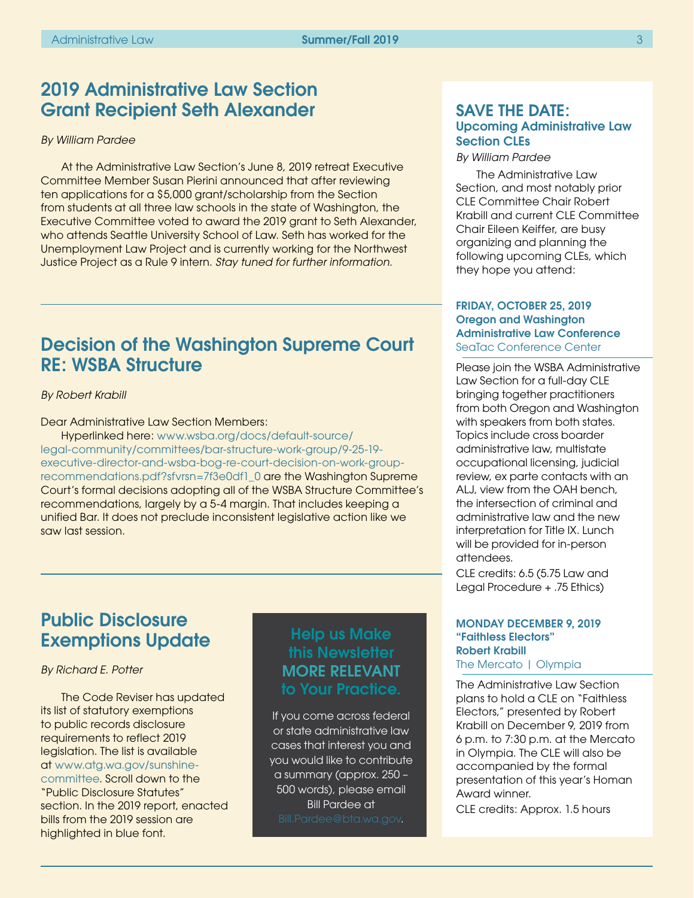## 2019 Administrative Law Section Grant Recipient Seth Alexander

*By William Pardee*

At the Administrative Law Section's June 8, 2019 retreat Executive Committee Member Susan Pierini announced that after reviewing ten applications for a $5,000 grant/scholarship from the Section from students at all three law schools in the state of Washington, the Executive Committee voted to award the 2019 grant to Seth Alexander, who attends Seattle University School of Law. Seth has worked for the Unemployment Law Project and is currently working for the Northwest Justice Project as a Rule 9 intern. *Stay tuned for further information.*

## Decision of the Washington Supreme Court RE: WSBA Structure

*By Robert Krabill*

Dear Administrative Law Section Members:

Hyperlinked here: www.wsba.org/docs/default-source/legal-community/committees/bar-structure-work-group/9-25-19-executive-director-and-wsba-bog-re-court-decision-on-work-group-recommendations.pdf?sfvrsn=7f3e0df1_0 are the Washington Supreme Court's formal decisions adopting all of the WSBA Structure Committee's recommendations, largely by a 5-4 margin. That includes keeping a unified Bar. It does not preclude inconsistent legislative action like we saw last session.

## Public Disclosure Exemptions Update

*By Richard E. Potter*

The Code Reviser has updated its list of statutory exemptions to public records disclosure requirements to reflect 2019 legislation. The list is available at www.atg.wa.gov/sunshine-committee. Scroll down to the "Public Disclosure Statutes" section. In the 2019 report, enacted bills from the 2019 session are highlighted in blue font.

### Help us Make this Newsletter MORE RELEVANT to Your Practice.

If you come across federal or state administrative law cases that interest you and you would like to contribute a summary (approx. 250 – 500 words), please email Bill Pardee at Bill.Pardee@bta.wa.gov.

## SAVE THE DATE: Upcoming Administrative Law Section CLEs

*By William Pardee*

The Administrative Law Section, and most notably prior CLE Committee Chair Robert Krabill and current CLE Committee Chair Eileen Keiffer, are busy organizing and planning the following upcoming CLEs, which they hope you attend:

**FRIDAY, OCTOBER 25, 2019**
**Oregon and Washington Administrative Law Conference**
SeaTac Conference Center

Please join the WSBA Administrative Law Section for a full-day CLE bringing together practitioners from both Oregon and Washington with speakers from both states. Topics include cross boarder administrative law, multistate occupational licensing, judicial review, ex parte contacts with an ALJ, view from the OAH bench, the intersection of criminal and administrative law and the new interpretation for Title IX. Lunch will be provided for in-person attendees.

CLE credits: 6.5 (5.75 Law and Legal Procedure + .75 Ethics)

**MONDAY DECEMBER 9, 2019**
**"Faithless Electors"**
**Robert Krabill**
The Mercato | Olympia

The Administrative Law Section plans to hold a CLE on "Faithless Electors," presented by Robert Krabill on December 9, 2019 from 6 p.m. to 7:30 p.m. at the Mercato in Olympia. The CLE will also be accompanied by the formal presentation of this year's Homan Award winner.

CLE credits: Approx. 1.5 hours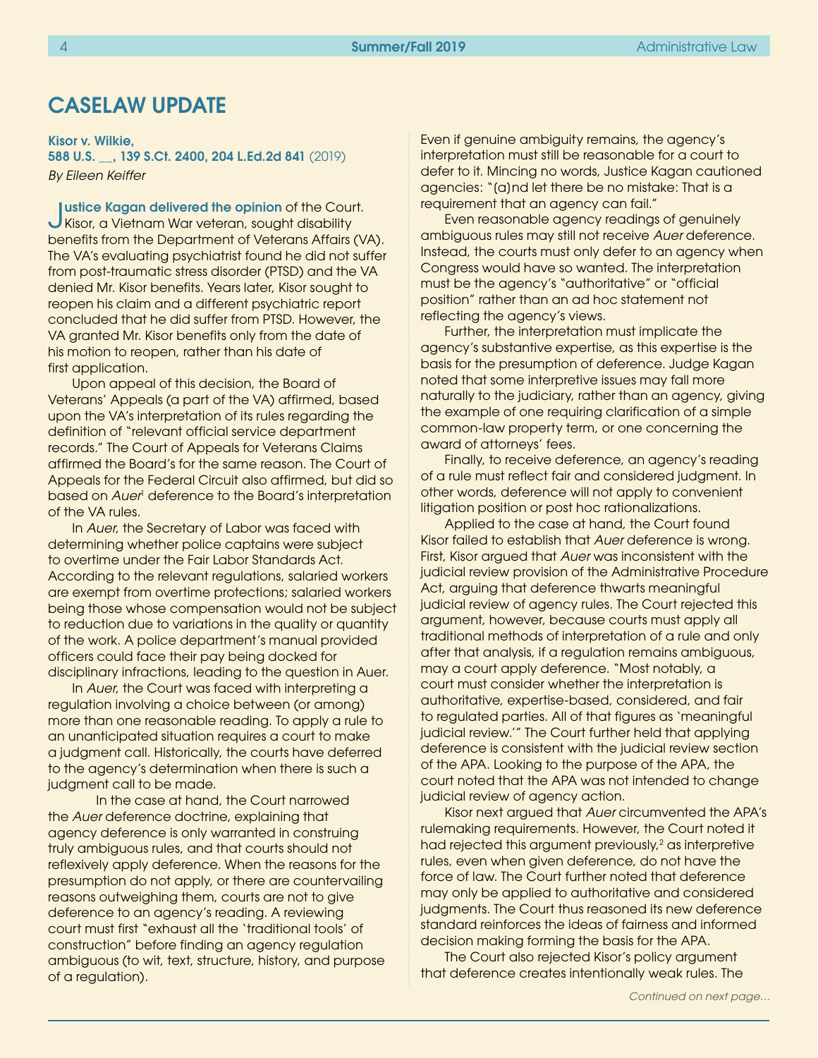## CASELAW UPDATE

### Kisor v. Wilkie, 588 U.S. __, 139 S.Ct. 2400, 204 L.Ed.2d 841 (2019)

*By Eileen Keiffer*

**Justice Kagan delivered the opinion** of the Court. Kisor, a Vietnam War veteran, sought disability benefits from the Department of Veterans Affairs (VA). The VA's evaluating psychiatrist found he did not suffer from post-traumatic stress disorder (PTSD) and the VA denied Mr. Kisor benefits. Years later, Kisor sought to reopen his claim and a different psychiatric report concluded that he did suffer from PTSD. However, the VA granted Mr. Kisor benefits only from the date of his motion to reopen, rather than his date of first application.

Upon appeal of this decision, the Board of Veterans' Appeals (a part of the VA) affirmed, based upon the VA's interpretation of its rules regarding the definition of "relevant official service department records." The Court of Appeals for Veterans Claims affirmed the Board's for the same reason. The Court of Appeals for the Federal Circuit also affirmed, but did so based on *Auer*[1] deference to the Board's interpretation of the VA rules.

In *Auer*, the Secretary of Labor was faced with determining whether police captains were subject to overtime under the Fair Labor Standards Act. According to the relevant regulations, salaried workers are exempt from overtime protections; salaried workers being those whose compensation would not be subject to reduction due to variations in the quality or quantity of the work. A police department's manual provided officers could face their pay being docked for disciplinary infractions, leading to the question in Auer.

In *Auer*, the Court was faced with interpreting a regulation involving a choice between (or among) more than one reasonable reading. To apply a rule to an unanticipated situation requires a court to make a judgment call. Historically, the courts have deferred to the agency's determination when there is such a judgment call to be made.

In the case at hand, the Court narrowed the *Auer* deference doctrine, explaining that agency deference is only warranted in construing truly ambiguous rules, and that courts should not reflexively apply deference. When the reasons for the presumption do not apply, or there are countervailing reasons outweighing them, courts are not to give deference to an agency's reading. A reviewing court must first "exhaust all the 'traditional tools' of construction" before finding an agency regulation ambiguous (to wit, text, structure, history, and purpose of a regulation).

Even if genuine ambiguity remains, the agency's interpretation must still be reasonable for a court to defer to it. Mincing no words, Justice Kagan cautioned agencies: "(a)nd let there be no mistake: That is a requirement that an agency can fail."

Even reasonable agency readings of genuinely ambiguous rules may still not receive *Auer* deference. Instead, the courts must only defer to an agency when Congress would have so wanted. The interpretation must be the agency's "authoritative" or "official position" rather than an ad hoc statement not reflecting the agency's views.

Further, the interpretation must implicate the agency's substantive expertise, as this expertise is the basis for the presumption of deference. Judge Kagan noted that some interpretive issues may fall more naturally to the judiciary, rather than an agency, giving the example of one requiring clarification of a simple common-law property term, or one concerning the award of attorneys' fees.

Finally, to receive deference, an agency's reading of a rule must reflect fair and considered judgment. In other words, deference will not apply to convenient litigation position or post hoc rationalizations.

Applied to the case at hand, the Court found Kisor failed to establish that *Auer* deference is wrong. First, Kisor argued that *Auer* was inconsistent with the judicial review provision of the Administrative Procedure Act, arguing that deference thwarts meaningful judicial review of agency rules. The Court rejected this argument, however, because courts must apply all traditional methods of interpretation of a rule and only after that analysis, if a regulation remains ambiguous, may a court apply deference. "Most notably, a court must consider whether the interpretation is authoritative, expertise-based, considered, and fair to regulated parties. All of that figures as 'meaningful judicial review.'" The Court further held that applying deference is consistent with the judicial review section of the APA. Looking to the purpose of the APA, the court noted that the APA was not intended to change judicial review of agency action.

Kisor next argued that *Auer* circumvented the APA's rulemaking requirements. However, the Court noted it had rejected this argument previously,[2] as interpretive rules, even when given deference, do not have the force of law. The Court further noted that deference may only be applied to authoritative and considered judgments. The Court thus reasoned its new deference standard reinforces the ideas of fairness and informed decision making forming the basis for the APA.

The Court also rejected Kisor's policy argument that deference creates intentionally weak rules. The

*Continued on next page…*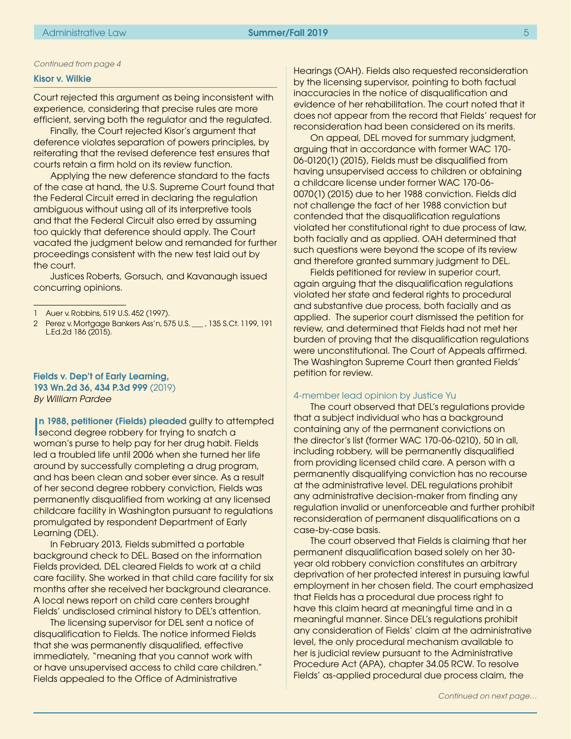*Continued from page 4*

### Kisor v. Wilkie

Court rejected this argument as being inconsistent with experience, considering that precise rules are more efficient, serving both the regulator and the regulated.

Finally, the Court rejected Kisor's argument that deference violates separation of powers principles, by reiterating that the revised deference test ensures that courts retain a firm hold on its review function.

Applying the new deference standard to the facts of the case at hand, the U.S. Supreme Court found that the Federal Circuit erred in declaring the regulation ambiguous without using all of its interpretive tools and that the Federal Circuit also erred by assuming too quickly that deference should apply. The Court vacated the judgment below and remanded for further proceedings consistent with the new test laid out by the court.

Justices Roberts, Gorsuch, and Kavanaugh issued concurring opinions.

---

1 Auer v. Robbins, 519 U.S. 452 (1997).

2 Perez v. Mortgage Bankers Ass'n, 575 U.S. ___ , 135 S.Ct. 1199, 191 L.Ed.2d 186 (2015).

### Fields v. Dep't of Early Learning, 193 Wn.2d 36, 434 P.3d 999 (2019)

*By William Pardee*

**In 1988, petitioner (Fields) pleaded** guilty to attempted second degree robbery for trying to snatch a woman's purse to help pay for her drug habit. Fields led a troubled life until 2006 when she turned her life around by successfully completing a drug program, and has been clean and sober ever since. As a result of her second degree robbery conviction, Fields was permanently disqualified from working at any licensed childcare facility in Washington pursuant to regulations promulgated by respondent Department of Early Learning (DEL).

In February 2013, Fields submitted a portable background check to DEL. Based on the information Fields provided, DEL cleared Fields to work at a child care facility. She worked in that child care facility for six months after she received her background clearance. A local news report on child care centers brought Fields' undisclosed criminal history to DEL's attention.

The licensing supervisor for DEL sent a notice of disqualification to Fields. The notice informed Fields that she was permanently disqualified, effective immediately, "meaning that you cannot work with or have unsupervised access to child care children." Fields appealed to the Office of Administrative Hearings (OAH). Fields also requested reconsideration by the licensing supervisor, pointing to both factual inaccuracies in the notice of disqualification and evidence of her rehabilitation. The court noted that it does not appear from the record that Fields' request for reconsideration had been considered on its merits.

On appeal, DEL moved for summary judgment, arguing that in accordance with former WAC 170-06-0120(1) (2015), Fields must be disqualified from having unsupervised access to children or obtaining a childcare license under former WAC 170-06-0070(1) (2015) due to her 1988 conviction. Fields did not challenge the fact of her 1988 conviction but contended that the disqualification regulations violated her constitutional right to due process of law, both facially and as applied. OAH determined that such questions were beyond the scope of its review and therefore granted summary judgment to DEL.

Fields petitioned for review in superior court, again arguing that the disqualification regulations violated her state and federal rights to procedural and substantive due process, both facially and as applied. The superior court dismissed the petition for review, and determined that Fields had not met her burden of proving that the disqualification regulations were unconstitutional. The Court of Appeals affirmed. The Washington Supreme Court then granted Fields' petition for review.

#### 4-member lead opinion by Justice Yu

The court observed that DEL's regulations provide that a subject individual who has a background containing any of the permanent convictions on the director's list (former WAC 170-06-0210), 50 in all, including robbery, will be permanently disqualified from providing licensed child care. A person with a permanently disqualifying conviction has no recourse at the administrative level. DEL regulations prohibit any administrative decision-maker from finding any regulation invalid or unenforceable and further prohibit reconsideration of permanent disqualifications on a case-by-case basis.

The court observed that Fields is claiming that her permanent disqualification based solely on her 30-year old robbery conviction constitutes an arbitrary deprivation of her protected interest in pursuing lawful employment in her chosen field. The court emphasized that Fields has a procedural due process right to have this claim heard at meaningful time and in a meaningful manner. Since DEL's regulations prohibit any consideration of Fields' claim at the administrative level, the only procedural mechanism available to her is judicial review pursuant to the Administrative Procedure Act (APA), chapter 34.05 RCW. To resolve Fields' as-applied procedural due process claim, the

*Continued on next page…*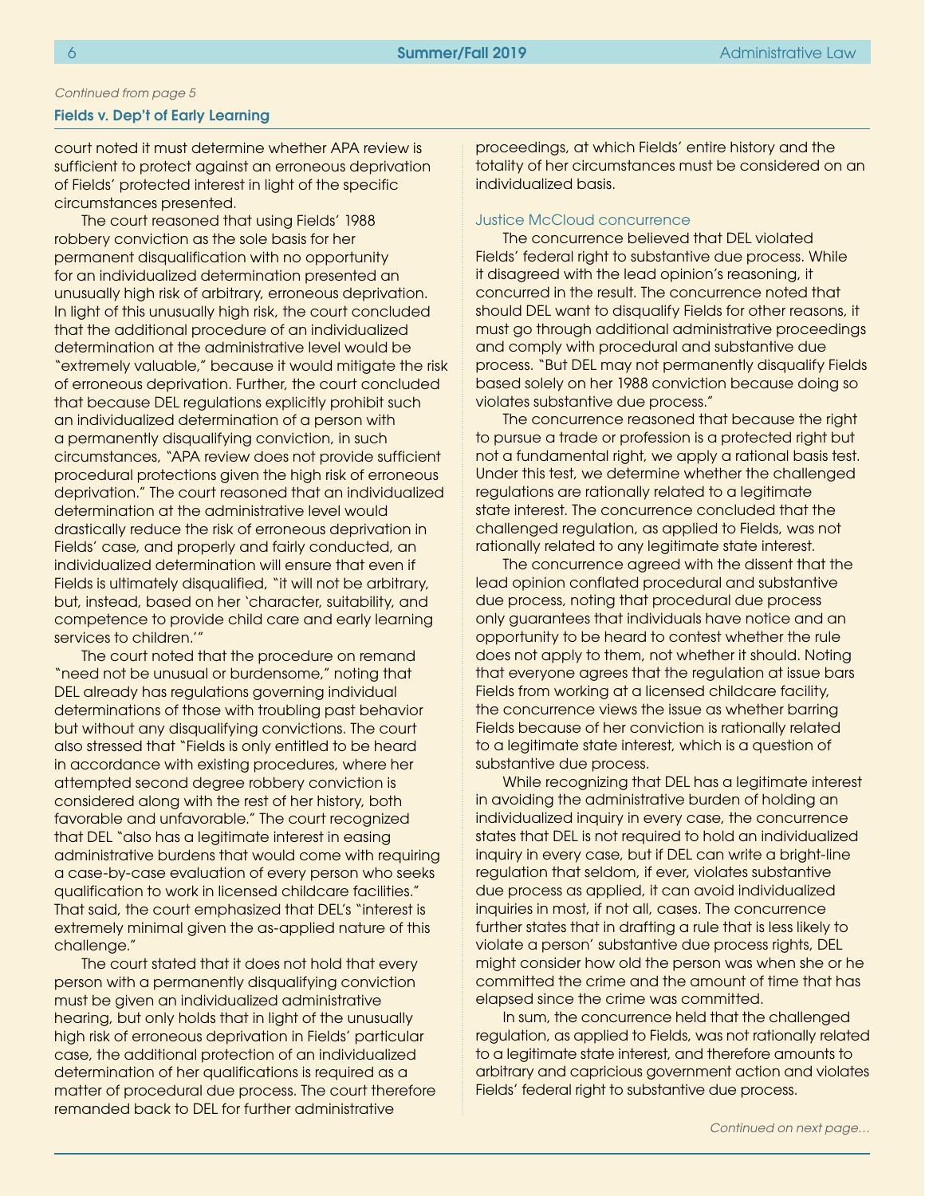*Continued from page 5*

### Fields v. Dep't of Early Learning

court noted it must determine whether APA review is sufficient to protect against an erroneous deprivation of Fields' protected interest in light of the specific circumstances presented.

The court reasoned that using Fields' 1988 robbery conviction as the sole basis for her permanent disqualification with no opportunity for an individualized determination presented an unusually high risk of arbitrary, erroneous deprivation. In light of this unusually high risk, the court concluded that the additional procedure of an individualized determination at the administrative level would be "extremely valuable," because it would mitigate the risk of erroneous deprivation. Further, the court concluded that because DEL regulations explicitly prohibit such an individualized determination of a person with a permanently disqualifying conviction, in such circumstances, "APA review does not provide sufficient procedural protections given the high risk of erroneous deprivation." The court reasoned that an individualized determination at the administrative level would drastically reduce the risk of erroneous deprivation in Fields' case, and properly and fairly conducted, an individualized determination will ensure that even if Fields is ultimately disqualified, "it will not be arbitrary, but, instead, based on her 'character, suitability, and competence to provide child care and early learning services to children.'"

The court noted that the procedure on remand "need not be unusual or burdensome," noting that DEL already has regulations governing individual determinations of those with troubling past behavior but without any disqualifying convictions. The court also stressed that "Fields is only entitled to be heard in accordance with existing procedures, where her attempted second degree robbery conviction is considered along with the rest of her history, both favorable and unfavorable." The court recognized that DEL "also has a legitimate interest in easing administrative burdens that would come with requiring a case-by-case evaluation of every person who seeks qualification to work in licensed childcare facilities." That said, the court emphasized that DEL's "interest is extremely minimal given the as-applied nature of this challenge."

The court stated that it does not hold that every person with a permanently disqualifying conviction must be given an individualized administrative hearing, but only holds that in light of the unusually high risk of erroneous deprivation in Fields' particular case, the additional protection of an individualized determination of her qualifications is required as a matter of procedural due process. The court therefore remanded back to DEL for further administrative proceedings, at which Fields' entire history and the totality of her circumstances must be considered on an individualized basis.

#### Justice McCloud concurrence

The concurrence believed that DEL violated Fields' federal right to substantive due process. While it disagreed with the lead opinion's reasoning, it concurred in the result. The concurrence noted that should DEL want to disqualify Fields for other reasons, it must go through additional administrative proceedings and comply with procedural and substantive due process. "But DEL may not permanently disqualify Fields based solely on her 1988 conviction because doing so violates substantive due process."

The concurrence reasoned that because the right to pursue a trade or profession is a protected right but not a fundamental right, we apply a rational basis test. Under this test, we determine whether the challenged regulations are rationally related to a legitimate state interest. The concurrence concluded that the challenged regulation, as applied to Fields, was not rationally related to any legitimate state interest.

The concurrence agreed with the dissent that the lead opinion conflated procedural and substantive due process, noting that procedural due process only guarantees that individuals have notice and an opportunity to be heard to contest whether the rule does not apply to them, not whether it should. Noting that everyone agrees that the regulation at issue bars Fields from working at a licensed childcare facility, the concurrence views the issue as whether barring Fields because of her conviction is rationally related to a legitimate state interest, which is a question of substantive due process.

While recognizing that DEL has a legitimate interest in avoiding the administrative burden of holding an individualized inquiry in every case, the concurrence states that DEL is not required to hold an individualized inquiry in every case, but if DEL can write a bright-line regulation that seldom, if ever, violates substantive due process as applied, it can avoid individualized inquiries in most, if not all, cases. The concurrence further states that in drafting a rule that is less likely to violate a person' substantive due process rights, DEL might consider how old the person was when she or he committed the crime and the amount of time that has elapsed since the crime was committed.

In sum, the concurrence held that the challenged regulation, as applied to Fields, was not rationally related to a legitimate state interest, and therefore amounts to arbitrary and capricious government action and violates Fields' federal right to substantive due process.

*Continued on next page…*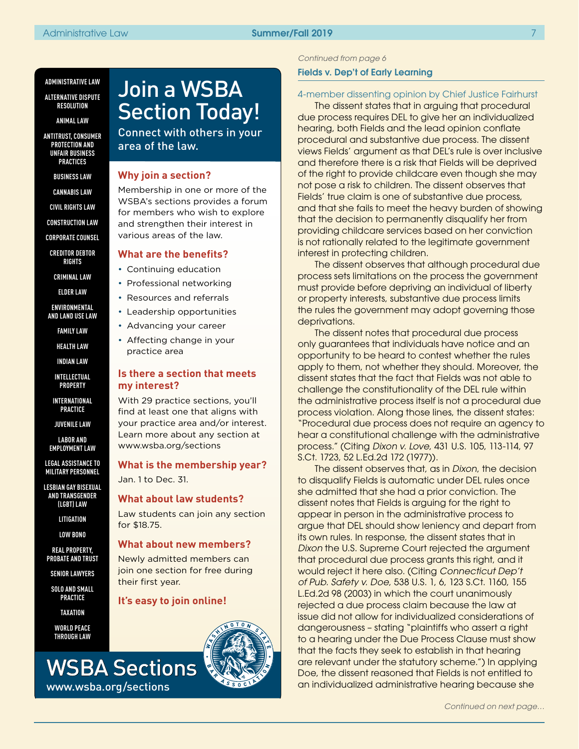ADMINISTRATIVE LAW

ALTERNATIVE DISPUTE RESOLUTION

ANIMAL LAW

ANTITRUST, CONSUMER PROTECTION AND UNFAIR BUSINESS PRACTICES

BUSINESS LAW

CANNABIS LAW

CIVIL RIGHTS LAW

CONSTRUCTION LAW

CORPORATE COUNSEL

CREDITOR DEBTOR RIGHTS

CRIMINAL LAW

ELDER LAW

ENVIRONMENTAL AND LAND USE LAW

FAMILY LAW

HEALTH LAW

INDIAN LAW

INTELLECTUAL PROPERTY

INTERNATIONAL PRACTICE

JUVENILE LAW

LABOR AND EMPLOYMENT LAW

LEGAL ASSISTANCE TO MILITARY PERSONNEL

LESBIAN GAY BISEXUAL AND TRANSGENDER (LGBT) LAW

LITIGATION

LOW BONO

REAL PROPERTY, PROBATE AND TRUST

SENIOR LAWYERS

SOLO AND SMALL PRACTICE

TAXATION

WORLD PEACE THROUGH LAW

# Join a WSBA Section Today!

Connect with others in your area of the law.

### Why join a section?

Membership in one or more of the WSBA's sections provides a forum for members who wish to explore and strengthen their interest in various areas of the law.

### What are the benefits?

- Continuing education
- Professional networking
- Resources and referrals
- Leadership opportunities
- Advancing your career
- Affecting change in your practice area

### Is there a section that meets my interest?

With 29 practice sections, you'll find at least one that aligns with your practice area and/or interest. Learn more about any section at www.wsba.org/sections

### What is the membership year?

Jan. 1 to Dec. 31.

### What about law students?

Law students can join any section for $18.75.

### What about new members?

Newly admitted members can join one section for free during their first year.

**It's easy to join online!**

## WSBA Sections

www.wsba.org/sections

*Continued from page 6*

## Fields v. Dep't of Early Learning

### 4-member dissenting opinion by Chief Justice Fairhurst

The dissent states that in arguing that procedural due process requires DEL to give her an individualized hearing, both Fields and the lead opinion conflate procedural and substantive due process. The dissent views Fields' argument as that DEL's rule is over inclusive and therefore there is a risk that Fields will be deprived of the right to provide childcare even though she may not pose a risk to children. The dissent observes that Fields' true claim is one of substantive due process, and that she fails to meet the heavy burden of showing that the decision to permanently disqualify her from providing childcare services based on her conviction is not rationally related to the legitimate government interest in protecting children.

The dissent observes that although procedural due process sets limitations on the process the government must provide before depriving an individual of liberty or property interests, substantive due process limits the rules the government may adopt governing those deprivations.

The dissent notes that procedural due process only guarantees that individuals have notice and an opportunity to be heard to contest whether the rules apply to them, not whether they should. Moreover, the dissent states that the fact that Fields was not able to challenge the constitutionality of the DEL rule within the administrative process itself is not a procedural due process violation. Along those lines, the dissent states: "Procedural due process does not require an agency to hear a constitutional challenge with the administrative process." (Citing *Dixon v. Love*, 431 U.S. 105, 113-114, 97 S.Ct. 1723, 52 L.Ed.2d 172 (1977)).

The dissent observes that, as in *Dixon*, the decision to disqualify Fields is automatic under DEL rules once she admitted that she had a prior conviction. The dissent notes that Fields is arguing for the right to appear in person in the administrative process to argue that DEL should show leniency and depart from its own rules. In response, the dissent states that in *Dixon* the U.S. Supreme Court rejected the argument that procedural due process grants this right, and it would reject it here also. (Citing *Connecticut Dep't of Pub. Safety v. Doe*, 538 U.S. 1, 6, 123 S.Ct. 1160, 155 L.Ed.2d 98 (2003) in which the court unanimously rejected a due process claim because the law at issue did not allow for individualized considerations of dangerousness – stating "plaintiffs who assert a right to a hearing under the Due Process Clause must show that the facts they seek to establish in that hearing are relevant under the statutory scheme.") In applying Doe, the dissent reasoned that Fields is not entitled to an individualized administrative hearing because she

*Continued on next page...*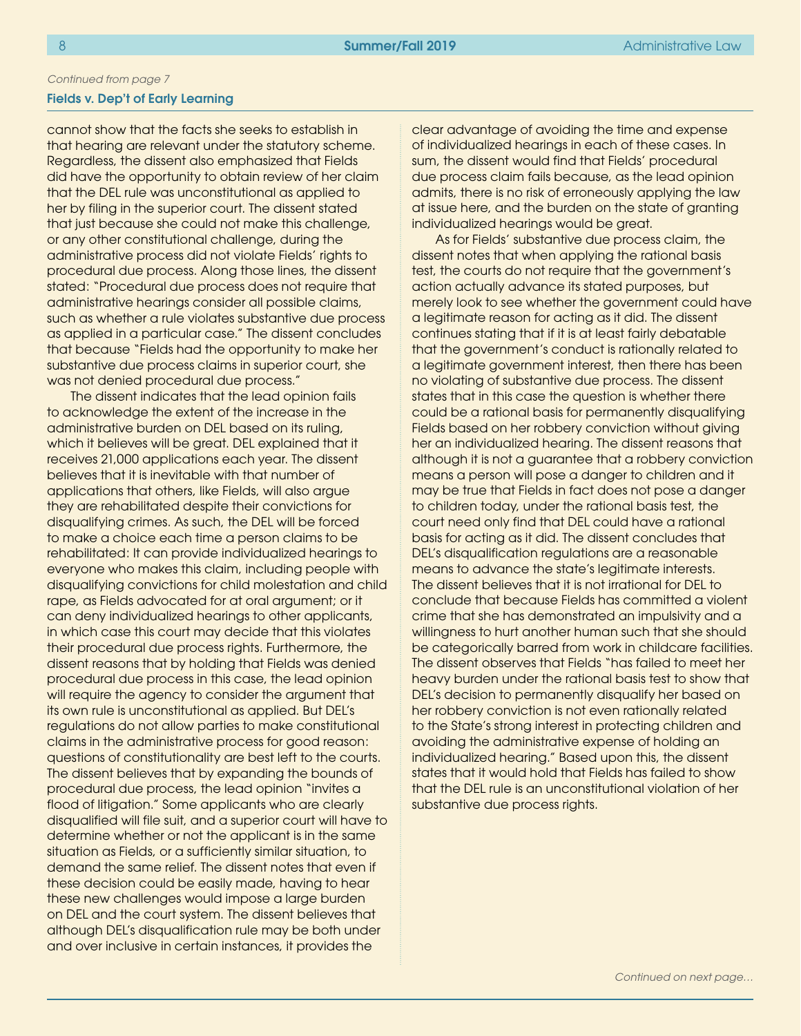*Continued from page 7*

### Fields v. Dep't of Early Learning

cannot show that the facts she seeks to establish in that hearing are relevant under the statutory scheme. Regardless, the dissent also emphasized that Fields did have the opportunity to obtain review of her claim that the DEL rule was unconstitutional as applied to her by filing in the superior court. The dissent stated that just because she could not make this challenge, or any other constitutional challenge, during the administrative process did not violate Fields' rights to procedural due process. Along those lines, the dissent stated: "Procedural due process does not require that administrative hearings consider all possible claims, such as whether a rule violates substantive due process as applied in a particular case." The dissent concludes that because "Fields had the opportunity to make her substantive due process claims in superior court, she was not denied procedural due process."

The dissent indicates that the lead opinion fails to acknowledge the extent of the increase in the administrative burden on DEL based on its ruling, which it believes will be great. DEL explained that it receives 21,000 applications each year. The dissent believes that it is inevitable with that number of applications that others, like Fields, will also argue they are rehabilitated despite their convictions for disqualifying crimes. As such, the DEL will be forced to make a choice each time a person claims to be rehabilitated: It can provide individualized hearings to everyone who makes this claim, including people with disqualifying convictions for child molestation and child rape, as Fields advocated for at oral argument; or it can deny individualized hearings to other applicants, in which case this court may decide that this violates their procedural due process rights. Furthermore, the dissent reasons that by holding that Fields was denied procedural due process in this case, the lead opinion will require the agency to consider the argument that its own rule is unconstitutional as applied. But DEL's regulations do not allow parties to make constitutional claims in the administrative process for good reason: questions of constitutionality are best left to the courts. The dissent believes that by expanding the bounds of procedural due process, the lead opinion "invites a flood of litigation." Some applicants who are clearly disqualified will file suit, and a superior court will have to determine whether or not the applicant is in the same situation as Fields, or a sufficiently similar situation, to demand the same relief. The dissent notes that even if these decision could be easily made, having to hear these new challenges would impose a large burden on DEL and the court system. The dissent believes that although DEL's disqualification rule may be both under and over inclusive in certain instances, it provides the clear advantage of avoiding the time and expense of individualized hearings in each of these cases. In sum, the dissent would find that Fields' procedural due process claim fails because, as the lead opinion admits, there is no risk of erroneously applying the law at issue here, and the burden on the state of granting individualized hearings would be great.

As for Fields' substantive due process claim, the dissent notes that when applying the rational basis test, the courts do not require that the government's action actually advance its stated purposes, but merely look to see whether the government could have a legitimate reason for acting as it did. The dissent continues stating that if it is at least fairly debatable that the government's conduct is rationally related to a legitimate government interest, then there has been no violating of substantive due process. The dissent states that in this case the question is whether there could be a rational basis for permanently disqualifying Fields based on her robbery conviction without giving her an individualized hearing. The dissent reasons that although it is not a guarantee that a robbery conviction means a person will pose a danger to children and it may be true that Fields in fact does not pose a danger to children today, under the rational basis test, the court need only find that DEL could have a rational basis for acting as it did. The dissent concludes that DEL's disqualification regulations are a reasonable means to advance the state's legitimate interests. The dissent believes that it is not irrational for DEL to conclude that because Fields has committed a violent crime that she has demonstrated an impulsivity and a willingness to hurt another human such that she should be categorically barred from work in childcare facilities. The dissent observes that Fields "has failed to meet her heavy burden under the rational basis test to show that DEL's decision to permanently disqualify her based on her robbery conviction is not even rationally related to the State's strong interest in protecting children and avoiding the administrative expense of holding an individualized hearing." Based upon this, the dissent states that it would hold that Fields has failed to show that the DEL rule is an unconstitutional violation of her substantive due process rights.

*Continued on next page…*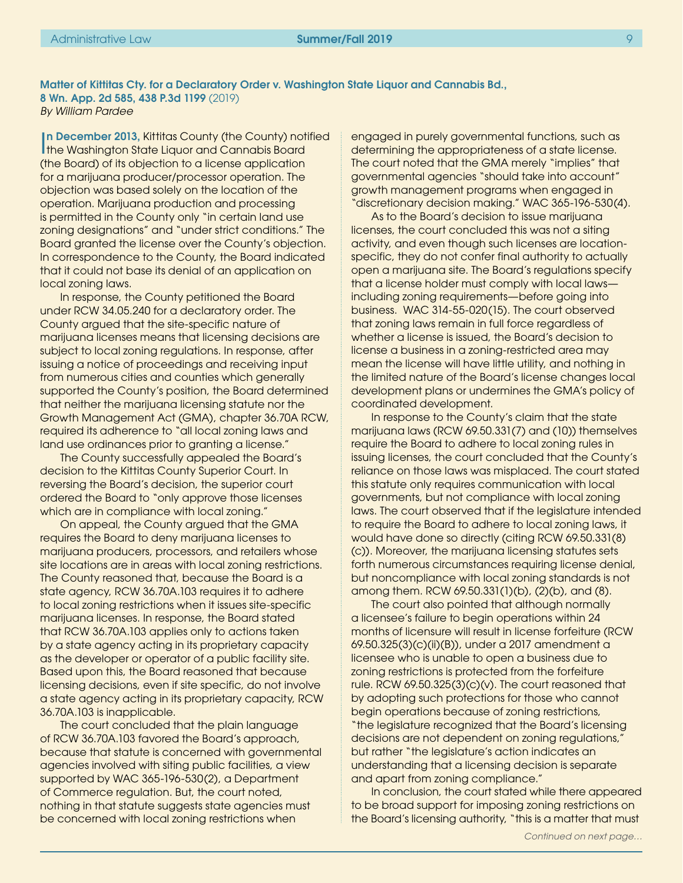### Matter of Kittitas Cty. for a Declaratory Order v. Washington State Liquor and Cannabis Bd., 8 Wn. App. 2d 585, 438 P.3d 1199 (2019)

*By William Pardee*

**In December 2013,** Kittitas County (the County) notified the Washington State Liquor and Cannabis Board (the Board) of its objection to a license application for a marijuana producer/processor operation. The objection was based solely on the location of the operation. Marijuana production and processing is permitted in the County only "in certain land use zoning designations" and "under strict conditions." The Board granted the license over the County's objection. In correspondence to the County, the Board indicated that it could not base its denial of an application on local zoning laws.

In response, the County petitioned the Board under RCW 34.05.240 for a declaratory order. The County argued that the site-specific nature of marijuana licenses means that licensing decisions are subject to local zoning regulations. In response, after issuing a notice of proceedings and receiving input from numerous cities and counties which generally supported the County's position, the Board determined that neither the marijuana licensing statute nor the Growth Management Act (GMA), chapter 36.70A RCW, required its adherence to "all local zoning laws and land use ordinances prior to granting a license."

The County successfully appealed the Board's decision to the Kittitas County Superior Court. In reversing the Board's decision, the superior court ordered the Board to "only approve those licenses which are in compliance with local zoning."

On appeal, the County argued that the GMA requires the Board to deny marijuana licenses to marijuana producers, processors, and retailers whose site locations are in areas with local zoning restrictions. The County reasoned that, because the Board is a state agency, RCW 36.70A.103 requires it to adhere to local zoning restrictions when it issues site-specific marijuana licenses. In response, the Board stated that RCW 36.70A.103 applies only to actions taken by a state agency acting in its proprietary capacity as the developer or operator of a public facility site. Based upon this, the Board reasoned that because licensing decisions, even if site specific, do not involve a state agency acting in its proprietary capacity, RCW 36.70A.103 is inapplicable.

The court concluded that the plain language of RCW 36.70A.103 favored the Board's approach, because that statute is concerned with governmental agencies involved with siting public facilities, a view supported by WAC 365-196-530(2), a Department of Commerce regulation. But, the court noted, nothing in that statute suggests state agencies must be concerned with local zoning restrictions when engaged in purely governmental functions, such as determining the appropriateness of a state license. The court noted that the GMA merely "implies" that governmental agencies "should take into account" growth management programs when engaged in "discretionary decision making." WAC 365-196-530(4).

As to the Board's decision to issue marijuana licenses, the court concluded this was not a siting activity, and even though such licenses are location-specific, they do not confer final authority to actually open a marijuana site. The Board's regulations specify that a license holder must comply with local laws—including zoning requirements—before going into business. WAC 314-55-020(15). The court observed that zoning laws remain in full force regardless of whether a license is issued, the Board's decision to license a business in a zoning-restricted area may mean the license will have little utility, and nothing in the limited nature of the Board's license changes local development plans or undermines the GMA's policy of coordinated development.

In response to the County's claim that the state marijuana laws (RCW 69.50.331(7) and (10)) themselves require the Board to adhere to local zoning rules in issuing licenses, the court concluded that the County's reliance on those laws was misplaced. The court stated this statute only requires communication with local governments, but not compliance with local zoning laws. The court observed that if the legislature intended to require the Board to adhere to local zoning laws, it would have done so directly (citing RCW 69.50.331(8)(c)). Moreover, the marijuana licensing statutes sets forth numerous circumstances requiring license denial, but noncompliance with local zoning standards is not among them. RCW 69.50.331(1)(b), (2)(b), and (8).

The court also pointed that although normally a licensee's failure to begin operations within 24 months of licensure will result in license forfeiture (RCW 69.50.325(3)(c)(ii)(B)), under a 2017 amendment a licensee who is unable to open a business due to zoning restrictions is protected from the forfeiture rule. RCW 69.50.325(3)(c)(v). The court reasoned that by adopting such protections for those who cannot begin operations because of zoning restrictions, "the legislature recognized that the Board's licensing decisions are not dependent on zoning regulations," but rather "the legislature's action indicates an understanding that a licensing decision is separate and apart from zoning compliance."

In conclusion, the court stated while there appeared to be broad support for imposing zoning restrictions on the Board's licensing authority, "this is a matter that must

*Continued on next page…*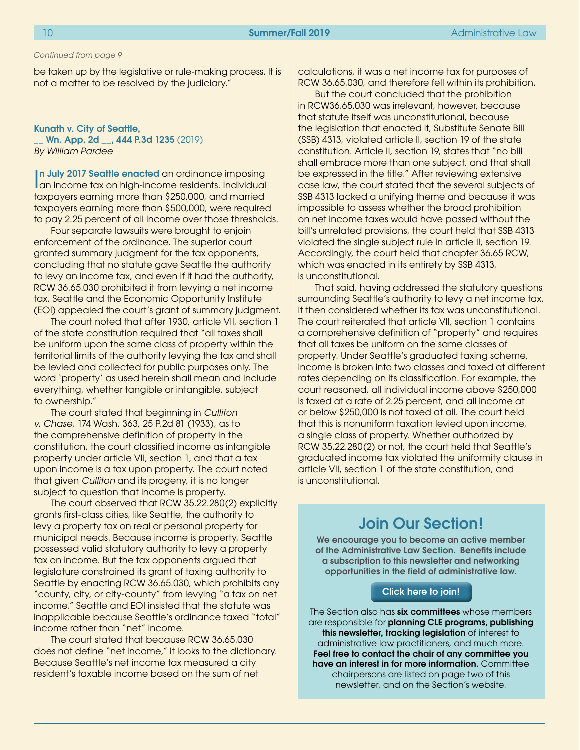*Continued from page 9*

be taken up by the legislative or rule-making process. It is not a matter to be resolved by the judiciary."

### Kunath v. City of Seattle, __ Wn. App. 2d __, 444 P.3d 1235 (2019)

*By William Pardee*

**In July 2017 Seattle enacted** an ordinance imposing an income tax on high-income residents. Individual taxpayers earning more than $250,000, and married taxpayers earning more than $500,000, were required to pay 2.25 percent of all income over those thresholds.

Four separate lawsuits were brought to enjoin enforcement of the ordinance. The superior court granted summary judgment for the tax opponents, concluding that no statute gave Seattle the authority to levy an income tax, and even if it had the authority, RCW 36.65.030 prohibited it from levying a net income tax. Seattle and the Economic Opportunity Institute (EOI) appealed the court's grant of summary judgment.

The court noted that after 1930, article VII, section 1 of the state constitution required that "all taxes shall be uniform upon the same class of property within the territorial limits of the authority levying the tax and shall be levied and collected for public purposes only. The word 'property' as used herein shall mean and include everything, whether tangible or intangible, subject to ownership."

The court stated that beginning in *Culliton v. Chase*, 174 Wash. 363, 25 P.2d 81 (1933), as to the comprehensive definition of property in the constitution, the court classified income as intangible property under article VII, section 1, and that a tax upon income is a tax upon property. The court noted that given *Culliton* and its progeny, it is no longer subject to question that income is property.

The court observed that RCW 35.22.280(2) explicitly grants first-class cities, like Seattle, the authority to levy a property tax on real or personal property for municipal needs. Because income is property, Seattle possessed valid statutory authority to levy a property tax on income. But the tax opponents argued that legislature constrained its grant of taxing authority to Seattle by enacting RCW 36.65.030, which prohibits any "county, city, or city-county" from levying "a tax on net income." Seattle and EOI insisted that the statute was inapplicable because Seattle's ordinance taxed "total" income rather than "net" income.

The court stated that because RCW 36.65.030 does not define "net income," it looks to the dictionary. Because Seattle's net income tax measured a city resident's taxable income based on the sum of net calculations, it was a net income tax for purposes of RCW 36.65.030, and therefore fell within its prohibition.

But the court concluded that the prohibition in RCW36.65.030 was irrelevant, however, because that statute itself was unconstitutional, because the legislation that enacted it, Substitute Senate Bill (SSB) 4313, violated article II, section 19 of the state constitution. Article II, section 19, states that "no bill shall embrace more than one subject, and that shall be expressed in the title." After reviewing extensive case law, the court stated that the several subjects of SSB 4313 lacked a unifying theme and because it was impossible to assess whether the broad prohibition on net income taxes would have passed without the bill's unrelated provisions, the court held that SSB 4313 violated the single subject rule in article II, section 19. Accordingly, the court held that chapter 36.65 RCW, which was enacted in its entirety by SSB 4313, is unconstitutional.

That said, having addressed the statutory questions surrounding Seattle's authority to levy a net income tax, it then considered whether its tax was unconstitutional. The court reiterated that article VII, section 1 contains a comprehensive definition of "property" and requires that all taxes be uniform on the same classes of property. Under Seattle's graduated taxing scheme, income is broken into two classes and taxed at different rates depending on its classification. For example, the court reasoned, all individual income above $250,000 is taxed at a rate of 2.25 percent, and all income at or below $250,000 is not taxed at all. The court held that this is nonuniform taxation levied upon income, a single class of property. Whether authorized by RCW 35.22.280(2) or not, the court held that Seattle's graduated income tax violated the uniformity clause in article VII, section 1 of the state constitution, and is unconstitutional.

## Join Our Section!

**We encourage you to become an active member of the Administrative Law Section. Benefits include a subscription to this newsletter and networking opportunities in the field of administrative law.**

**Click here to join!**

The Section also has **six committees** whose members are responsible for **planning CLE programs, publishing this newsletter, tracking legislation** of interest to administrative law practitioners, and much more. **Feel free to contact the chair of any committee you have an interest in for more information.** Committee chairpersons are listed on page two of this newsletter, and on the Section's website.